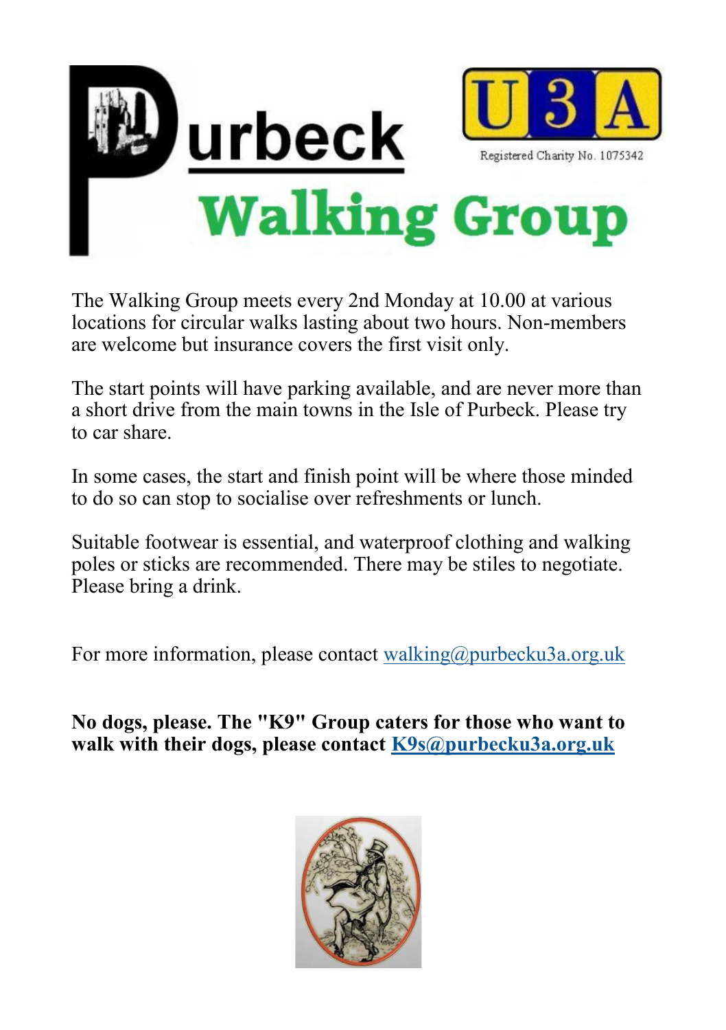# Purbeck Walking Group

U3A

Registered Charity No. 1075342

The Walking Group meets every 2nd Monday at 10.00 at various locations for circular walks lasting about two hours. Non-members are welcome but insurance covers the first visit only.

The start points will have parking available, and are never more than a short drive from the main towns in the Isle of Purbeck. Please try to car share.

In some cases, the start and finish point will be where those minded to do so can stop to socialise over refreshments or lunch.

Suitable footwear is essential, and waterproof clothing and walking poles or sticks are recommended. There may be stiles to negotiate. Please bring a drink.

For more information, please contact walking@purbecku3a.org.uk

**No dogs, please. The "K9" Group caters for those who want to walk with their dogs, please contact K9s@purbecku3a.org.uk**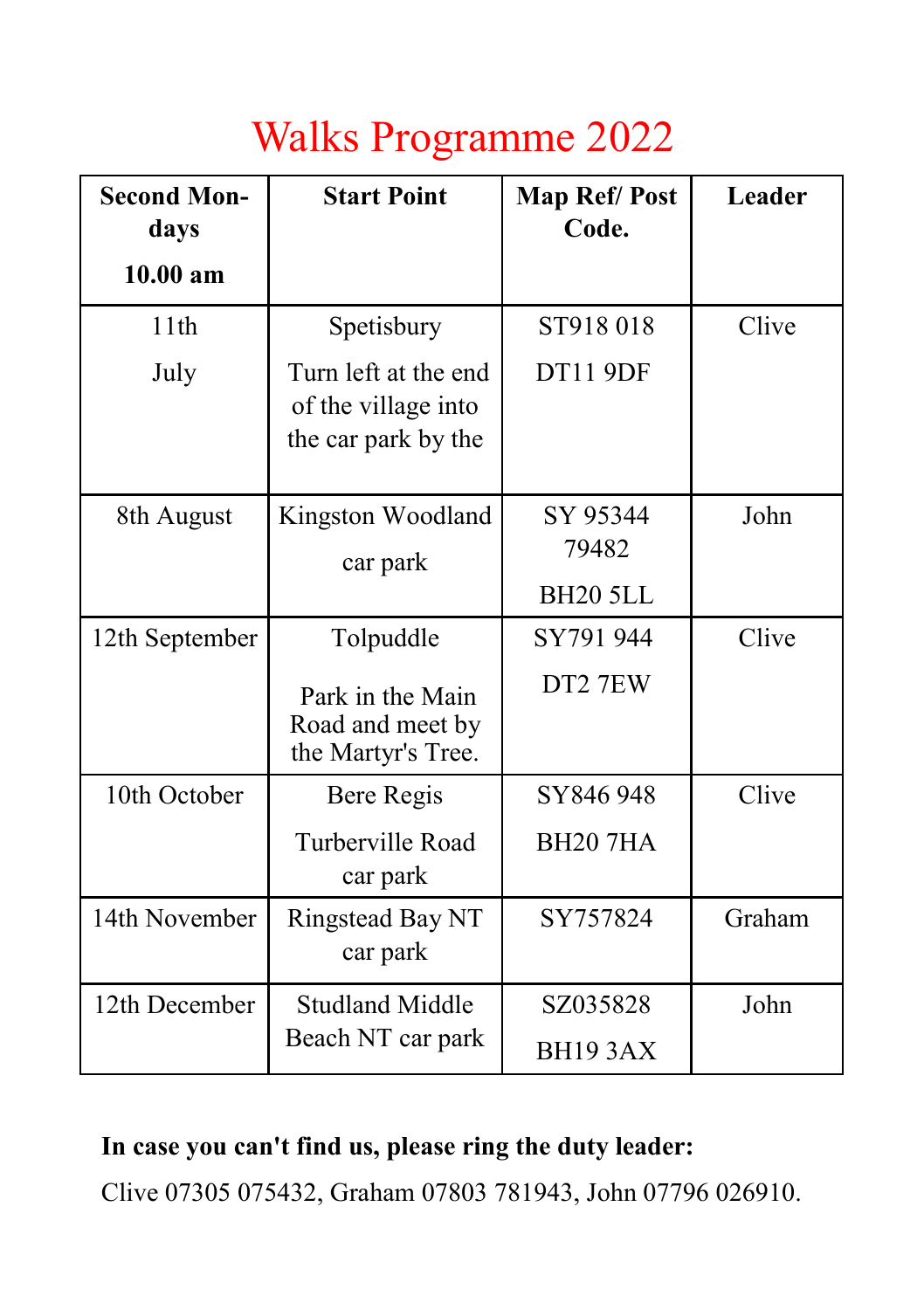# Walks Programme 2022

| **Second Mondays**<br>**10.00 am** | **Start Point** | **Map Ref/ Post Code.** | **Leader** |
|---|---|---|---|
| 11th July | Spetisbury<br>Turn left at the end of the village into the car park by the | ST918 018<br>DT11 9DF | Clive |
| 8th August | Kingston Woodland car park | SY 95344 79482<br>BH20 5LL | John |
| 12th September | Tolpuddle<br>Park in the Main Road and meet by the Martyr's Tree. | SY791 944<br>DT2 7EW | Clive |
| 10th October | Bere Regis<br>Turberville Road car park | SY846 948<br>BH20 7HA | Clive |
| 14th November | Ringstead Bay NT car park | SY757824 | Graham |
| 12th December | Studland Middle Beach NT car park | SZ035828<br>BH19 3AX | John |

**In case you can't find us, please ring the duty leader:**

Clive 07305 075432, Graham 07803 781943, John 07796 026910.